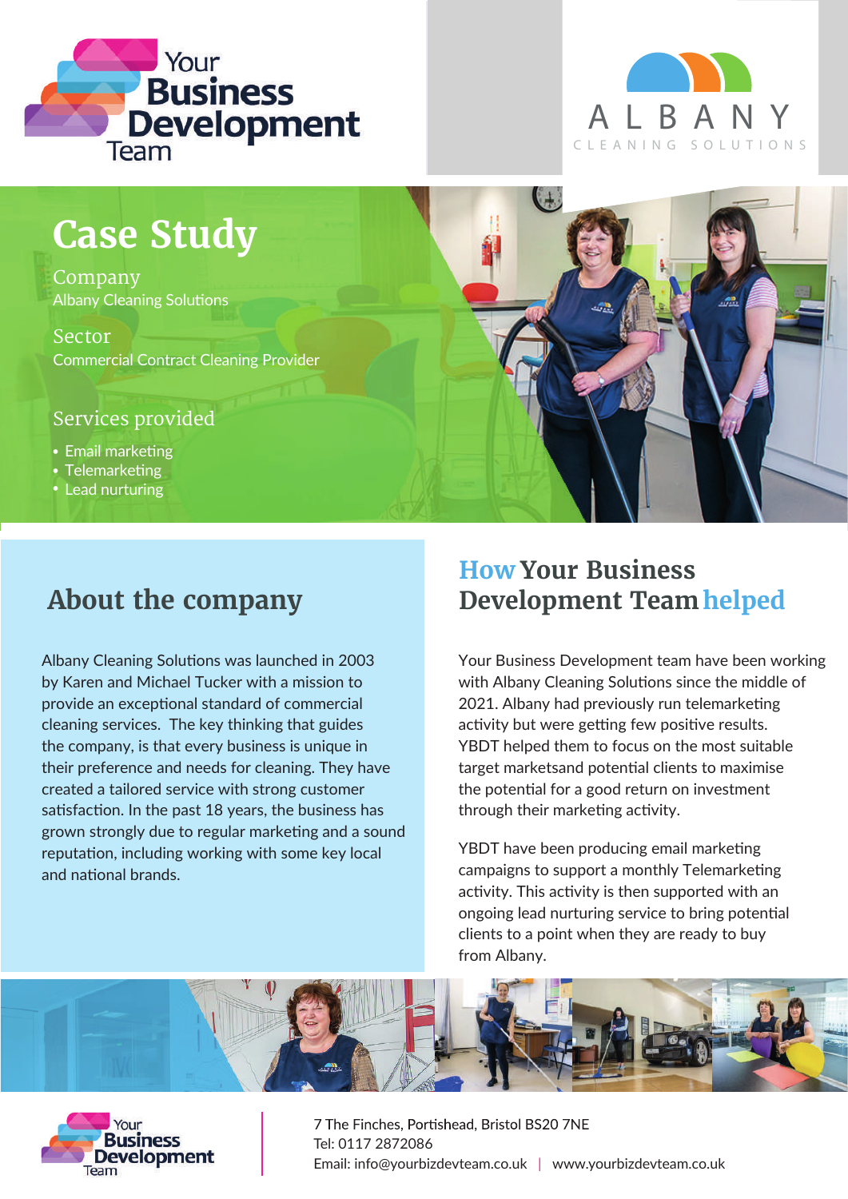Your Business Development Team

ALBANY CLEANING SOLUTIONS

# Case Study

**Company**
Albany Cleaning Solutions

**Sector**
Commercial Contract Cleaning Provider

**Services provided**

- Email marketing
- Telemarketing
- Lead nurturing

## About the company

Albany Cleaning Solutions was launched in 2003 by Karen and Michael Tucker with a mission to provide an exceptional standard of commercial cleaning services. The key thinking that guides the company, is that every business is unique in their preference and needs for cleaning. They have created a tailored service with strong customer satisfaction. In the past 18 years, the business has grown strongly due to regular marketing and a sound reputation, including working with some key local and national brands.

## How Your Business Development Team helped

Your Business Development team have been working with Albany Cleaning Solutions since the middle of 2021. Albany had previously run telemarketing activity but were getting few positive results. YBDT helped them to focus on the most suitable target marketsand potential clients to maximise the potential for a good return on investment through their marketing activity.

YBDT have been producing email marketing campaigns to support a monthly Telemarketing activity. This activity is then supported with an ongoing lead nurturing service to bring potential clients to a point when they are ready to buy from Albany.

Your Business Development Team

7 The Finches, Portishead, Bristol BS20 7NE
Tel: 0117 2872086
Email: info@yourbizdevteam.co.uk | www.yourbizdevteam.co.uk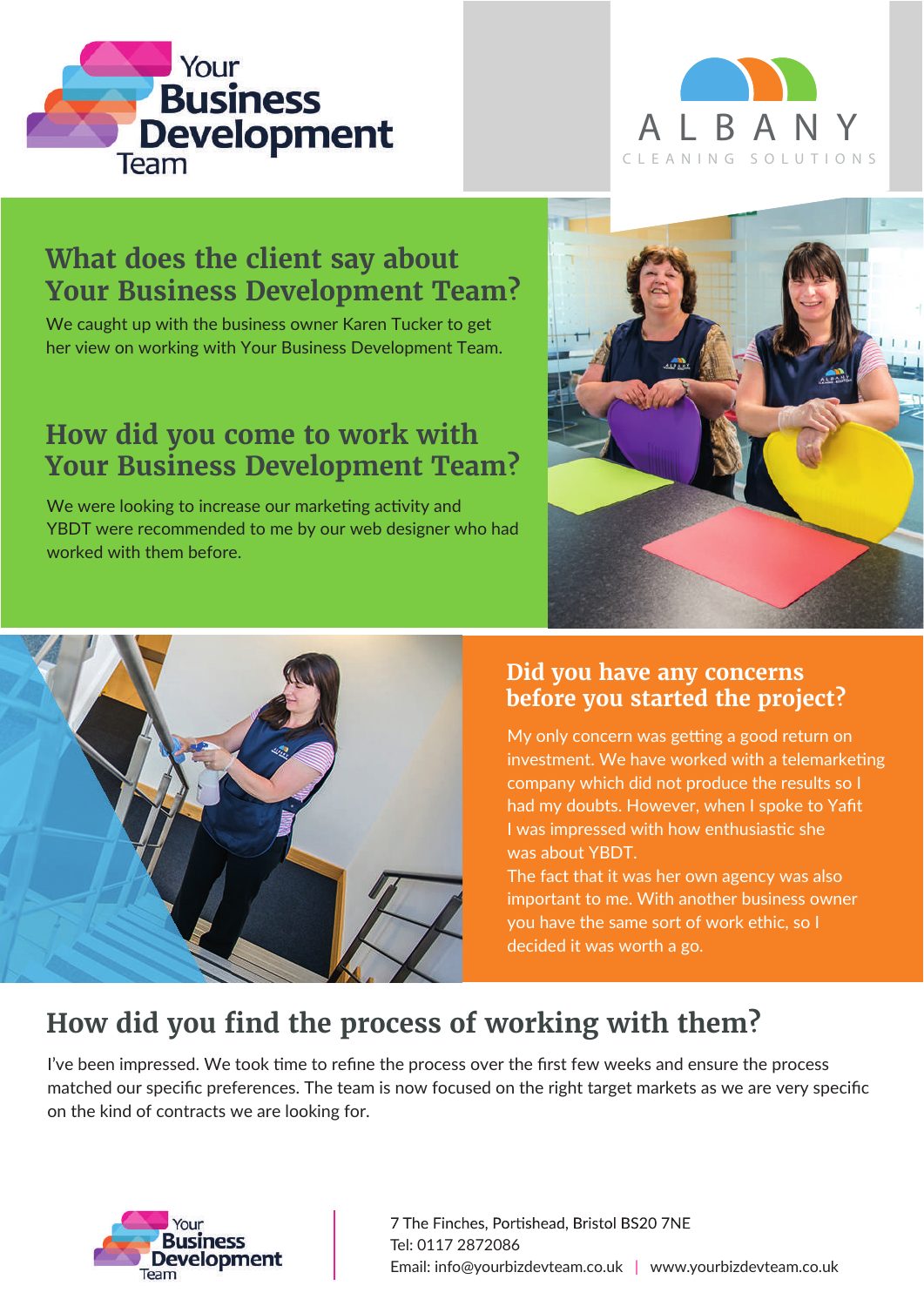Your Business Development Team

ALBANY

CLEANING SOLUTIONS

## What does the client say about Your Business Development Team?

We caught up with the business owner Karen Tucker to get her view on working with Your Business Development Team.

## How did you come to work with Your Business Development Team?

We were looking to increase our marketing activity and YBDT were recommended to me by our web designer who had worked with them before.

## Did you have any concerns before you started the project?

My only concern was getting a good return on investment. We have worked with a telemarketing company which did not produce the results so I had my doubts. However, when I spoke to Yafit I was impressed with how enthusiastic she was about YBDT.

The fact that it was her own agency was also important to me. With another business owner you have the same sort of work ethic, so I decided it was worth a go.

## How did you find the process of working with them?

I've been impressed. We took time to refine the process over the first few weeks and ensure the process matched our specific preferences. The team is now focused on the right target markets as we are very specific on the kind of contracts we are looking for.

Your Business Development Team

7 The Finches, Portishead, Bristol BS20 7NE
Tel: 0117 2872086
Email: info@yourbizdevteam.co.uk | www.yourbizdevteam.co.uk